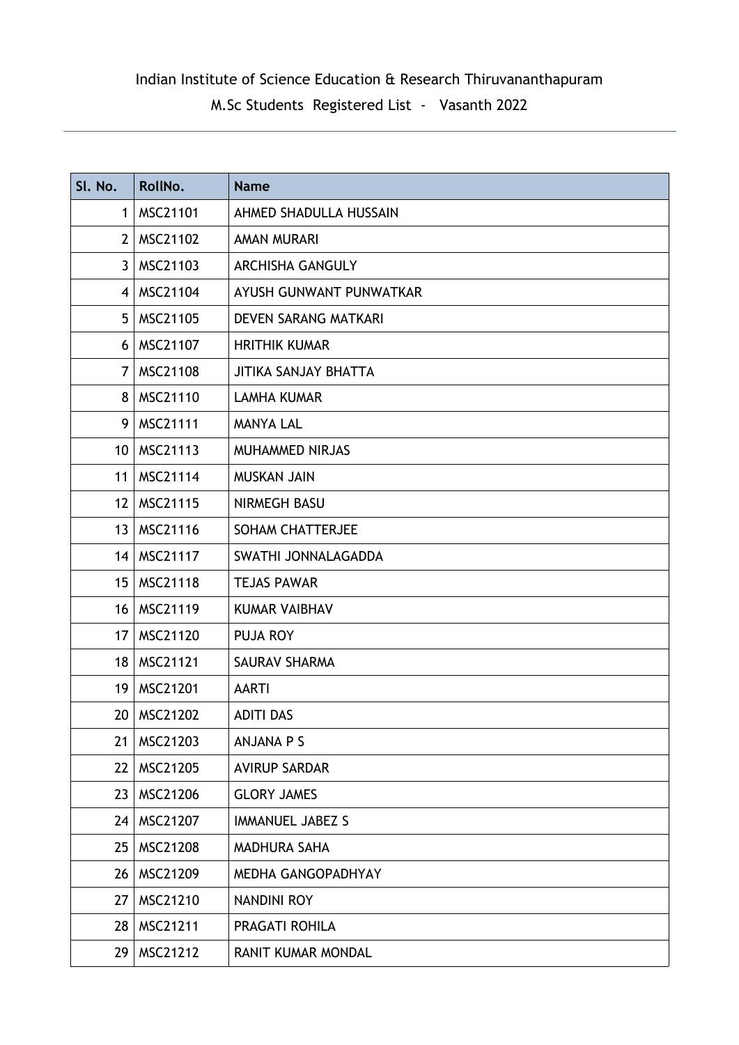# Indian Institute of Science Education & Research Thiruvananthapuram

## M.Sc Students Registered List - Vasanth 2022

| Sl. No. | RollNo. | Name |
|---|---|---|
| 1 | MSC21101 | AHMED SHADULLA HUSSAIN |
| 2 | MSC21102 | AMAN MURARI |
| 3 | MSC21103 | ARCHISHA GANGULY |
| 4 | MSC21104 | AYUSH GUNWANT PUNWATKAR |
| 5 | MSC21105 | DEVEN SARANG MATKARI |
| 6 | MSC21107 | HRITHIK KUMAR |
| 7 | MSC21108 | JITIKA SANJAY BHATTA |
| 8 | MSC21110 | LAMHA KUMAR |
| 9 | MSC21111 | MANYA LAL |
| 10 | MSC21113 | MUHAMMED NIRJAS |
| 11 | MSC21114 | MUSKAN JAIN |
| 12 | MSC21115 | NIRMEGH BASU |
| 13 | MSC21116 | SOHAM CHATTERJEE |
| 14 | MSC21117 | SWATHI JONNALAGADDA |
| 15 | MSC21118 | TEJAS PAWAR |
| 16 | MSC21119 | KUMAR VAIBHAV |
| 17 | MSC21120 | PUJA ROY |
| 18 | MSC21121 | SAURAV SHARMA |
| 19 | MSC21201 | AARTI |
| 20 | MSC21202 | ADITI DAS |
| 21 | MSC21203 | ANJANA P S |
| 22 | MSC21205 | AVIRUP SARDAR |
| 23 | MSC21206 | GLORY JAMES |
| 24 | MSC21207 | IMMANUEL JABEZ S |
| 25 | MSC21208 | MADHURA SAHA |
| 26 | MSC21209 | MEDHA GANGOPADHYAY |
| 27 | MSC21210 | NANDINI ROY |
| 28 | MSC21211 | PRAGATI ROHILA |
| 29 | MSC21212 | RANIT KUMAR MONDAL |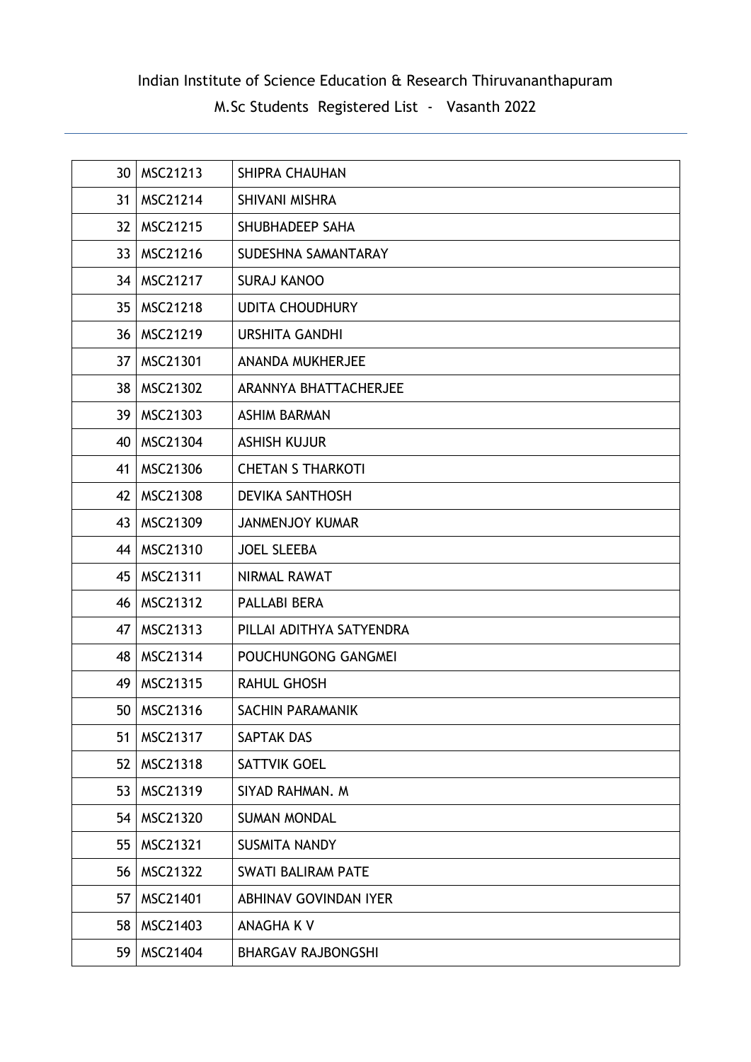Indian Institute of Science Education & Research Thiruvananthapuram

M.Sc Students Registered List - Vasanth 2022

| | | |
|---|---|---|
| 30 | MSC21213 | SHIPRA CHAUHAN |
| 31 | MSC21214 | SHIVANI MISHRA |
| 32 | MSC21215 | SHUBHADEEP SAHA |
| 33 | MSC21216 | SUDESHNA SAMANTARAY |
| 34 | MSC21217 | SURAJ KANOO |
| 35 | MSC21218 | UDITA CHOUDHURY |
| 36 | MSC21219 | URSHITA GANDHI |
| 37 | MSC21301 | ANANDA MUKHERJEE |
| 38 | MSC21302 | ARANNYA BHATTACHERJEE |
| 39 | MSC21303 | ASHIM BARMAN |
| 40 | MSC21304 | ASHISH KUJUR |
| 41 | MSC21306 | CHETAN S THARKOTI |
| 42 | MSC21308 | DEVIKA SANTHOSH |
| 43 | MSC21309 | JANMENJOY KUMAR |
| 44 | MSC21310 | JOEL SLEEBA |
| 45 | MSC21311 | NIRMAL RAWAT |
| 46 | MSC21312 | PALLABI BERA |
| 47 | MSC21313 | PILLAI ADITHYA SATYENDRA |
| 48 | MSC21314 | POUCHUNGONG GANGMEI |
| 49 | MSC21315 | RAHUL GHOSH |
| 50 | MSC21316 | SACHIN PARAMANIK |
| 51 | MSC21317 | SAPTAK DAS |
| 52 | MSC21318 | SATTVIK GOEL |
| 53 | MSC21319 | SIYAD RAHMAN. M |
| 54 | MSC21320 | SUMAN MONDAL |
| 55 | MSC21321 | SUSMITA NANDY |
| 56 | MSC21322 | SWATI BALIRAM PATE |
| 57 | MSC21401 | ABHINAV GOVINDAN IYER |
| 58 | MSC21403 | ANAGHA K V |
| 59 | MSC21404 | BHARGAV RAJBONGSHI |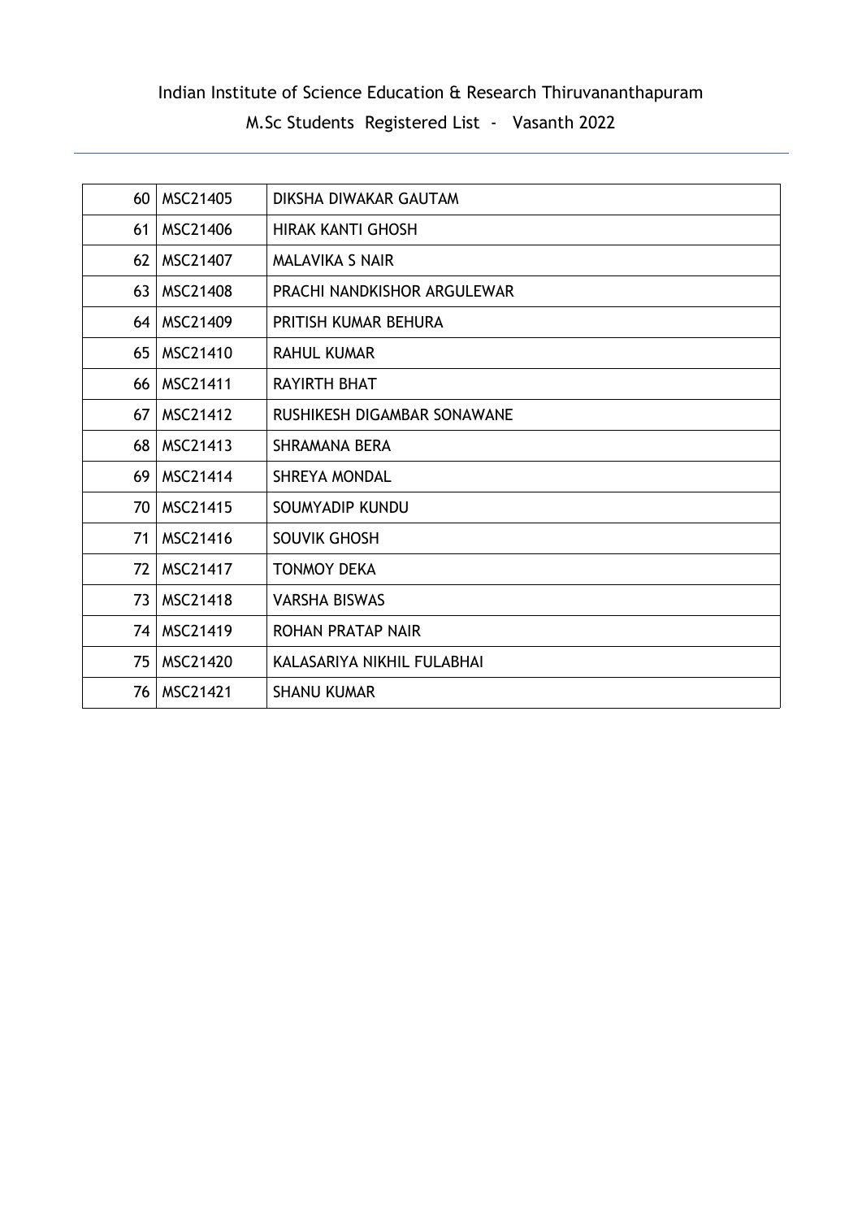Indian Institute of Science Education & Research Thiruvananthapuram

M.Sc Students Registered List - Vasanth 2022

| | | |
|---|---|---|
| 60 | MSC21405 | DIKSHA DIWAKAR GAUTAM |
| 61 | MSC21406 | HIRAK KANTI GHOSH |
| 62 | MSC21407 | MALAVIKA S NAIR |
| 63 | MSC21408 | PRACHI NANDKISHOR ARGULEWAR |
| 64 | MSC21409 | PRITISH KUMAR BEHURA |
| 65 | MSC21410 | RAHUL KUMAR |
| 66 | MSC21411 | RAYIRTH BHAT |
| 67 | MSC21412 | RUSHIKESH DIGAMBAR SONAWANE |
| 68 | MSC21413 | SHRAMANA BERA |
| 69 | MSC21414 | SHREYA MONDAL |
| 70 | MSC21415 | SOUMYADIP KUNDU |
| 71 | MSC21416 | SOUVIK GHOSH |
| 72 | MSC21417 | TONMOY DEKA |
| 73 | MSC21418 | VARSHA BISWAS |
| 74 | MSC21419 | ROHAN PRATAP NAIR |
| 75 | MSC21420 | KALASARIYA NIKHIL FULABHAI |
| 76 | MSC21421 | SHANU KUMAR |